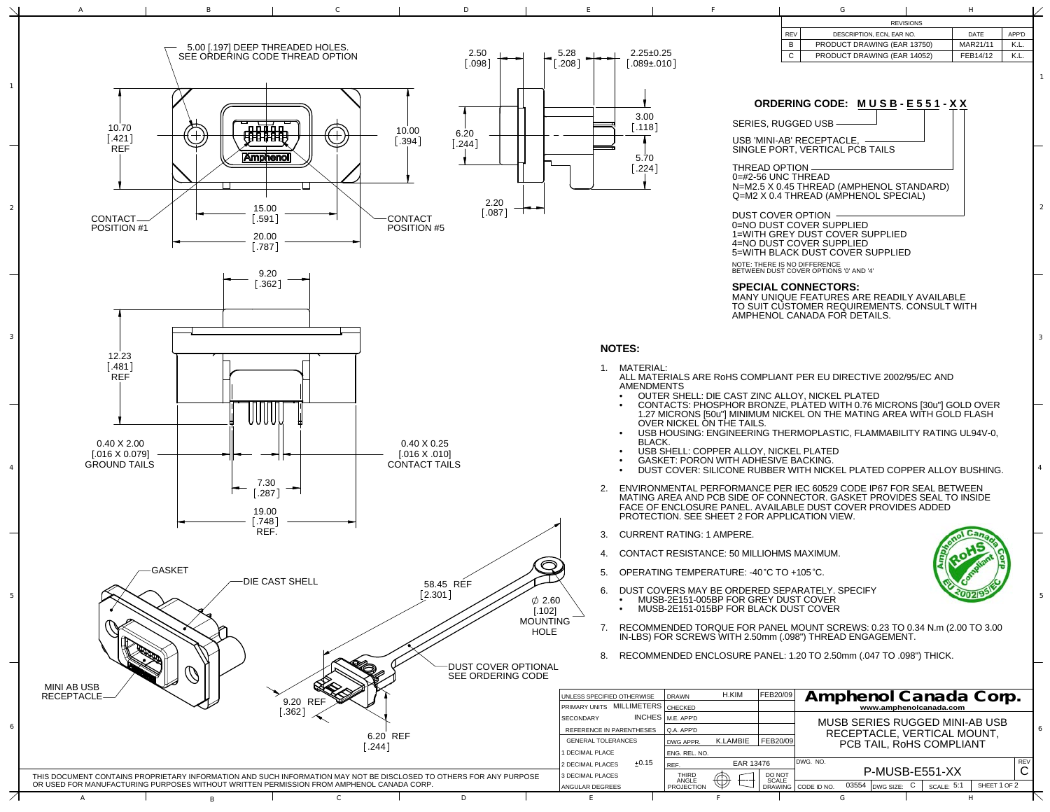# MUSB SERIES RUGGED MINI-AB USB RECEPTACLE, VERTICAL MOUNT, PCB TAIL, RoHS COMPLIANT

| REV | DESCRIPTION, ECN, EAR NO. | DATE | APP'D |
|---|---|---|---|
| B | PRODUCT DRAWING (EAR 13750) | MAR21/11 | K.L. |
| C | PRODUCT DRAWING (EAR 14052) | FEB14/12 | K.L. |

5.00 [.197] DEEP THREADED HOLES. SEE ORDERING CODE THREAD OPTION

10.70 [.421] REF; 10.00 [.394]; 15.00 [.591]; 20.00 [.787]; CONTACT POSITION #1; CONTACT POSITION #5

2.50 [.098]; 5.28 [.208]; 2.25±0.25 [.089±.010]; 3.00 [.118]; 6.20 [.244]; 5.70 [.224]; 2.20 [.087]

9.20 [.362]; 12.23 [.481] REF; 0.40 X 2.00 [.016 X 0.079] GROUND TAILS; 0.40 X 0.25 [.016 X .010] CONTACT TAILS; 7.30 [.287]; 19.00 [.748] REF.

GASKET; DIE CAST SHELL; MINI AB USB RECEPTACLE; 58.45 REF [2.301]; ∅ 2.60 [.102] MOUNTING HOLE; DUST COVER OPTIONAL SEE ORDERING CODE; 9.20 REF [.362]; 6.20 REF [.244]

## ORDERING CODE: M U S B - E 5 5 1 - X X

SERIES, RUGGED USB

USB 'MINI-AB' RECEPTACLE, SINGLE PORT, VERTICAL PCB TAILS

THREAD OPTION
0=#2-56 UNC THREAD
N=M2.5 X 0.45 THREAD (AMPHENOL STANDARD)
Q=M2 X 0.4 THREAD (AMPHENOL SPECIAL)

DUST COVER OPTION
0=NO DUST COVER SUPPLIED
1=WITH GREY DUST COVER SUPPLIED
4=NO DUST COVER SUPPLIED
5=WITH BLACK DUST COVER SUPPLIED

NOTE: THERE IS NO DIFFERENCE BETWEEN DUST COVER OPTIONS '0' AND '4'

### SPECIAL CONNECTORS:

MANY UNIQUE FEATURES ARE READILY AVAILABLE TO SUIT CUSTOMER REQUIREMENTS. CONSULT WITH AMPHENOL CANADA FOR DETAILS.

### NOTES:

1. MATERIAL:
   ALL MATERIALS ARE RoHS COMPLIANT PER EU DIRECTIVE 2002/95/EC AND AMENDMENTS
   - OUTER SHELL: DIE CAST ZINC ALLOY, NICKEL PLATED
   - CONTACTS: PHOSPHOR BRONZE, PLATED WITH 0.76 MICRONS [30u"] GOLD OVER 1.27 MICRONS [50u"] MINIMUM NICKEL ON THE MATING AREA WITH GOLD FLASH OVER NICKEL ON THE TAILS.
   - USB HOUSING: ENGINEERING THERMOPLASTIC, FLAMMABILITY RATING UL94V-0, BLACK.
   - USB SHELL: COPPER ALLOY, NICKEL PLATED
   - GASKET: PORON WITH ADHESIVE BACKING.
   - DUST COVER: SILICONE RUBBER WITH NICKEL PLATED COPPER ALLOY BUSHING.
2. ENVIRONMENTAL PERFORMANCE PER IEC 60529 CODE IP67 FOR SEAL BETWEEN MATING AREA AND PCB SIDE OF CONNECTOR. GASKET PROVIDES SEAL TO INSIDE FACE OF ENCLOSURE PANEL. AVAILABLE DUST COVER PROVIDES ADDED PROTECTION. SEE SHEET 2 FOR APPLICATION VIEW.
3. CURRENT RATING: 1 AMPERE.
4. CONTACT RESISTANCE: 50 MILLIOHMS MAXIMUM.
5. OPERATING TEMPERATURE: -40°C TO +105°C.
6. DUST COVERS MAY BE ORDERED SEPARATELY. SPECIFY
   - MUSB-2E151-005BP FOR GREY DUST COVER
   - MUSB-2E151-015BP FOR BLACK DUST COVER
7. RECOMMENDED TORQUE FOR PANEL MOUNT SCREWS: 0.23 TO 0.34 N.m (2.00 TO 3.00 IN-LBS) FOR SCREWS WITH 2.50mm (.098") THREAD ENGAGEMENT.
8. RECOMMENDED ENCLOSURE PANEL: 1.20 TO 2.50mm (.047 TO .098") THICK.

Amphenol Canada Corp RoHS Compliant EU 2002/95/EC

| UNLESS SPECIFIED OTHERWISE | | DRAWN | H.KIM | FEB20/09 |
|---|---|---|---|---|
| PRIMARY UNITS | MILLIMETERS | CHECKED | | |
| SECONDARY | INCHES | M.E. APP'D | | |
| REFERENCE IN PARENTHESES | | Q.A. APP'D | | |
| GENERAL TOLERANCES | | DWG APPR. | K.LAMBIE | FEB20/09 |
| 1 DECIMAL PLACE | | ENG. REL. NO. | | |
| 2 DECIMAL PLACES | ±0.15 | REF. | EAR 13476 | |
| 3 DECIMAL PLACES | | THIRD ANGLE PROJECTION | | DO NOT SCALE DRAWING |
| ANGULAR DEGREES | | | | |

**Amphenol Canada Corp.** www.amphenolcanada.com

MUSB SERIES RUGGED MINI-AB USB RECEPTACLE, VERTICAL MOUNT, PCB TAIL, RoHS COMPLIANT

DWG. NO. P-MUSB-E551-XX — REV C — CODE ID NO. 03554 — DWG SIZE: C — SCALE: 5:1 — SHEET 1 OF 2

THIS DOCUMENT CONTAINS PROPRIETARY INFORMATION AND SUCH INFORMATION MAY NOT BE DISCLOSED TO OTHERS FOR ANY PURPOSE OR USED FOR MANUFACTURING PURPOSES WITHOUT WRITTEN PERMISSION FROM AMPHENOL CANADA CORP.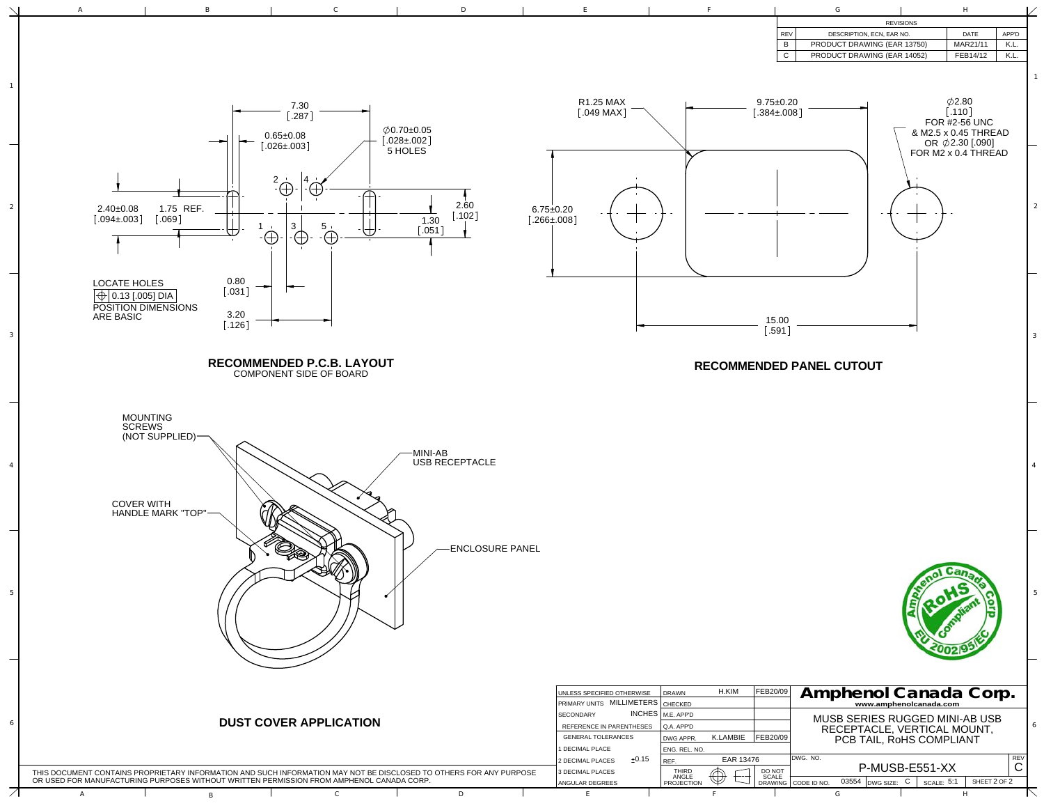## REVISIONS

| REV | DESCRIPTION, ECN, EAR NO. | DATE | APP'D |
|---|---|---|---|
| B | PRODUCT DRAWING (EAR 13750) | MAR21/11 | K.L. |
| C | PRODUCT DRAWING (EAR 14052) | FEB14/12 | K.L. |

7.30 [.287]

0.65±0.08 [.026±.003]

∅0.70±0.05 [.028±.002] 5 HOLES

2.40±0.08 [.094±.003]

1.75 REF. [.069]

2.60 [.102]

1.30 [.051]

1 2 3 4 5

LOCATE HOLES
⌖ 0.13 [.005] DIA
POSITION DIMENSIONS ARE BASIC

0.80 [.031]

3.20 [.126]

## RECOMMENDED P.C.B. LAYOUT
COMPONENT SIDE OF BOARD

R1.25 MAX [.049 MAX]

9.75±0.20 [.384±.008]

∅2.80 [.110] FOR #2-56 UNC & M2.5 x 0.45 THREAD OR ∅2.30 [.090] FOR M2 x 0.4 THREAD

6.75±0.20 [.266±.008]

15.00 [.591]

## RECOMMENDED PANEL CUTOUT

MOUNTING SCREWS (NOT SUPPLIED)

MINI-AB USB RECEPTACLE

COVER WITH HANDLE MARK "TOP"

ENCLOSURE PANEL

## DUST COVER APPLICATION

Amphenol Canada Corp RoHS Compliant EU 2002/95/EC

THIS DOCUMENT CONTAINS PROPRIETARY INFORMATION AND SUCH INFORMATION MAY NOT BE DISCLOSED TO OTHERS FOR ANY PURPOSE OR USED FOR MANUFACTURING PURPOSES WITHOUT WRITTEN PERMISSION FROM AMPHENOL CANADA CORP.

| | | | |
|---|---|---|---|
| UNLESS SPECIFIED OTHERWISE | DRAWN | H.KIM | FEB20/09 |
| PRIMARY UNITS MILLIMETERS | CHECKED | | |
| SECONDARY INCHES | M.E. APP'D | | |
| REFERENCE IN PARENTHESES | Q.A. APP'D | | |
| GENERAL TOLERANCES | DWG APPR. | K.LAMBIE | FEB20/09 |
| 1 DECIMAL PLACE | ENG. REL. NO. | | |
| 2 DECIMAL PLACES ±0.15 | REF. | EAR 13476 | |
| 3 DECIMAL PLACES | THIRD ANGLE PROJECTION | | DO NOT SCALE DRAWING |
| ANGULAR DEGREES | | | |

**Amphenol Canada Corp.**
www.amphenolcanada.com

MUSB SERIES RUGGED MINI-AB USB RECEPTACLE, VERTICAL MOUNT, PCB TAIL, RoHS COMPLIANT

DWG. NO. P-MUSB-E551-XX — REV C

CODE ID NO. 03554 — DWG SIZE: C — SCALE: 5:1 — SHEET 2 OF 2